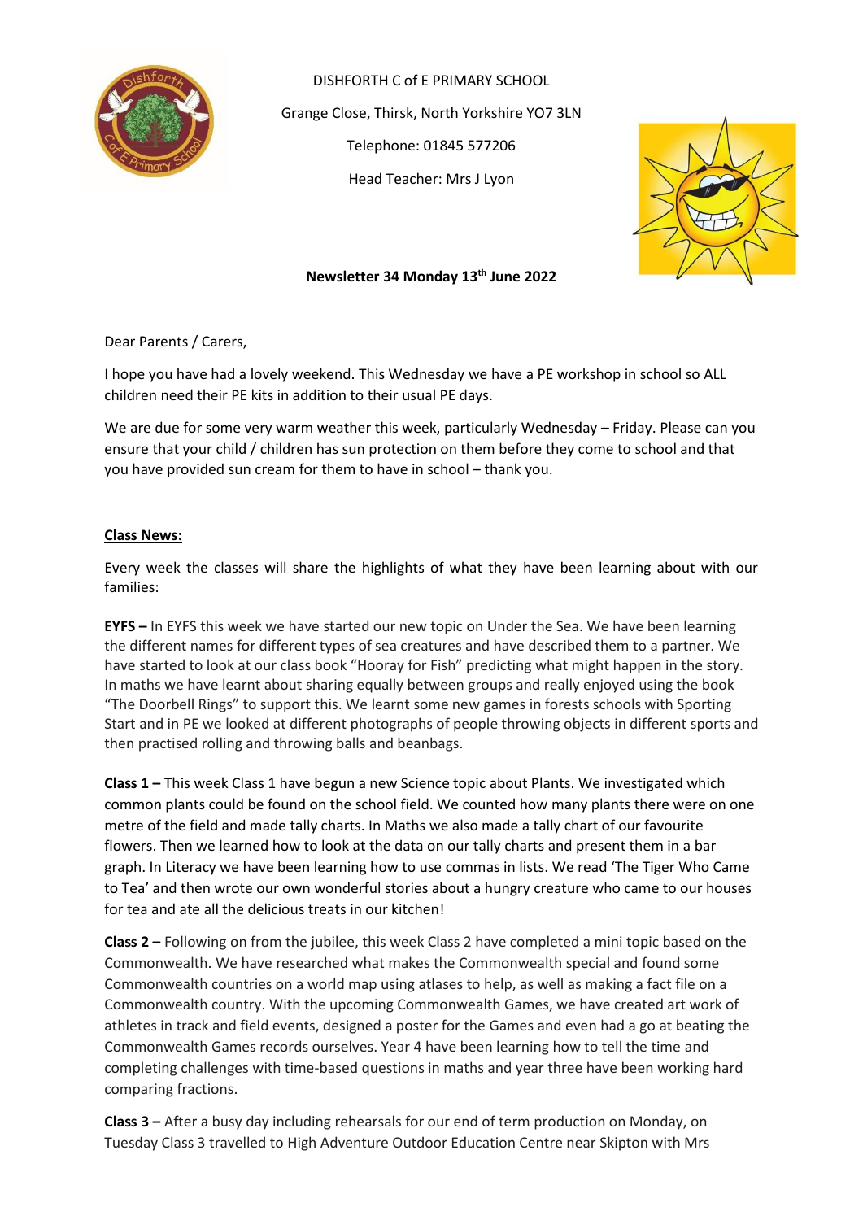DISHFORTH C of E PRIMARY SCHOOL

Grange Close, Thirsk, North Yorkshire YO7 3LN

Telephone: 01845 577206

Head Teacher: Mrs J Lyon

**Newsletter 34 Monday 13th June 2022**

Dear Parents / Carers,

I hope you have had a lovely weekend. This Wednesday we have a PE workshop in school so ALL children need their PE kits in addition to their usual PE days.

We are due for some very warm weather this week, particularly Wednesday – Friday. Please can you ensure that your child / children has sun protection on them before they come to school and that you have provided sun cream for them to have in school – thank you.

**Class News:**

Every week the classes will share the highlights of what they have been learning about with our families:

**EYFS –** In EYFS this week we have started our new topic on Under the Sea. We have been learning the different names for different types of sea creatures and have described them to a partner. We have started to look at our class book "Hooray for Fish" predicting what might happen in the story. In maths we have learnt about sharing equally between groups and really enjoyed using the book "The Doorbell Rings" to support this. We learnt some new games in forests schools with Sporting Start and in PE we looked at different photographs of people throwing objects in different sports and then practised rolling and throwing balls and beanbags.

**Class 1 –** This week Class 1 have begun a new Science topic about Plants. We investigated which common plants could be found on the school field. We counted how many plants there were on one metre of the field and made tally charts. In Maths we also made a tally chart of our favourite flowers. Then we learned how to look at the data on our tally charts and present them in a bar graph. In Literacy we have been learning how to use commas in lists. We read 'The Tiger Who Came to Tea' and then wrote our own wonderful stories about a hungry creature who came to our houses for tea and ate all the delicious treats in our kitchen!

**Class 2 –** Following on from the jubilee, this week Class 2 have completed a mini topic based on the Commonwealth. We have researched what makes the Commonwealth special and found some Commonwealth countries on a world map using atlases to help, as well as making a fact file on a Commonwealth country. With the upcoming Commonwealth Games, we have created art work of athletes in track and field events, designed a poster for the Games and even had a go at beating the Commonwealth Games records ourselves. Year 4 have been learning how to tell the time and completing challenges with time-based questions in maths and year three have been working hard comparing fractions.

**Class 3 –** After a busy day including rehearsals for our end of term production on Monday, on Tuesday Class 3 travelled to High Adventure Outdoor Education Centre near Skipton with Mrs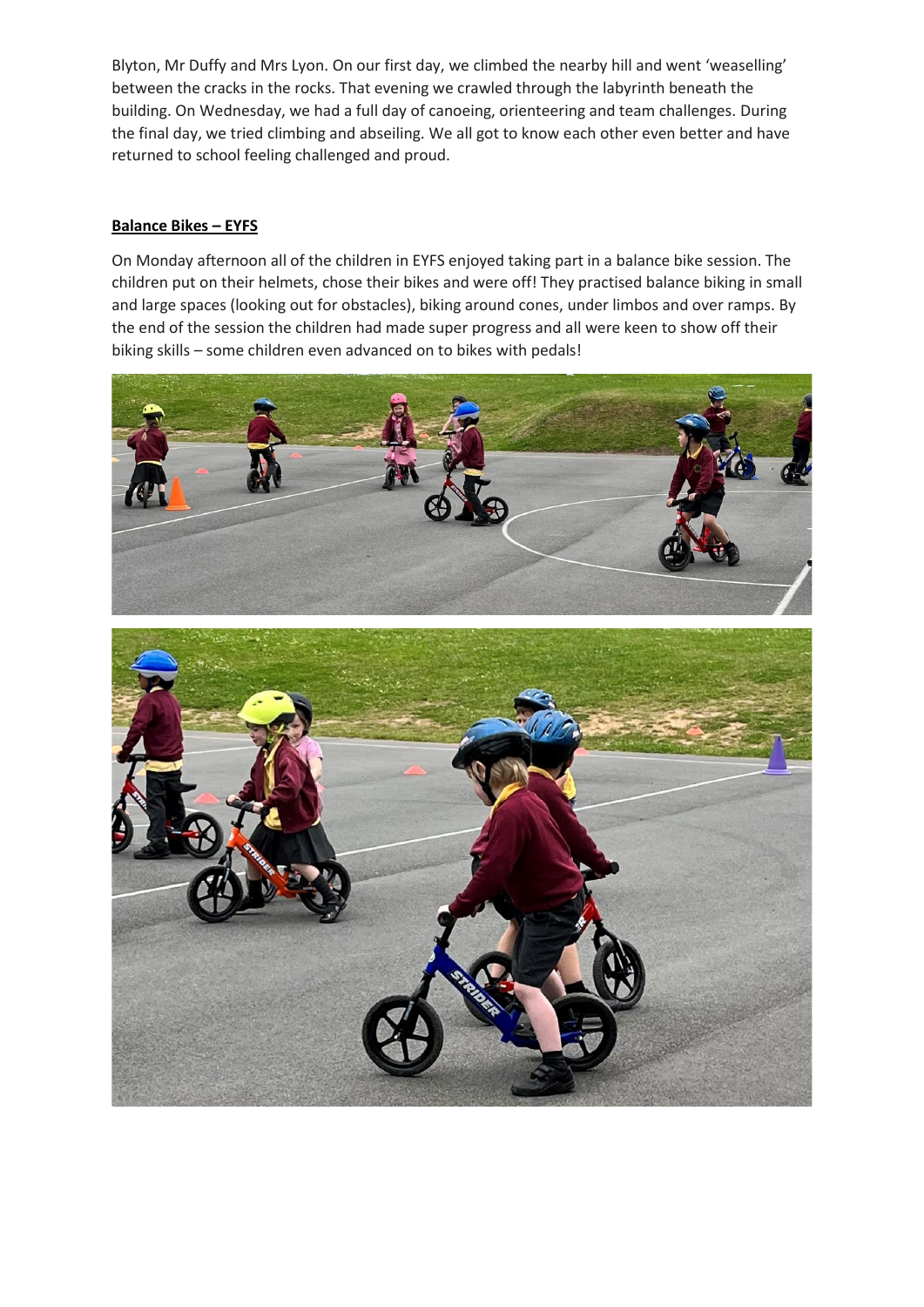Blyton, Mr Duffy and Mrs Lyon. On our first day, we climbed the nearby hill and went 'weaselling' between the cracks in the rocks. That evening we crawled through the labyrinth beneath the building. On Wednesday, we had a full day of canoeing, orienteering and team challenges. During the final day, we tried climbing and abseiling. We all got to know each other even better and have returned to school feeling challenged and proud.

**Balance Bikes – EYFS**

On Monday afternoon all of the children in EYFS enjoyed taking part in a balance bike session. The children put on their helmets, chose their bikes and were off! They practised balance biking in small and large spaces (looking out for obstacles), biking around cones, under limbos and over ramps. By the end of the session the children had made super progress and all were keen to show off their biking skills – some children even advanced on to bikes with pedals!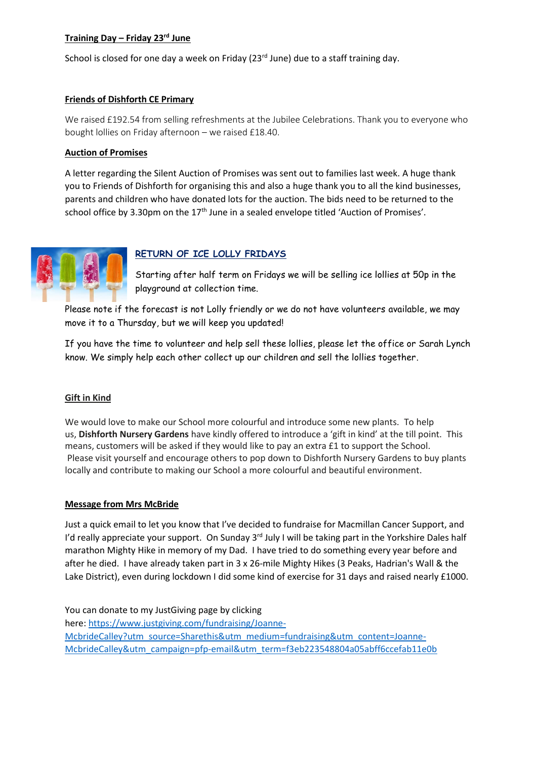**Training Day – Friday 23rd June**

School is closed for one day a week on Friday (23rd June) due to a staff training day.

**Friends of Dishforth CE Primary**

We raised £192.54 from selling refreshments at the Jubilee Celebrations. Thank you to everyone who bought lollies on Friday afternoon – we raised £18.40.

**Auction of Promises**

A letter regarding the Silent Auction of Promises was sent out to families last week. A huge thank you to Friends of Dishforth for organising this and also a huge thank you to all the kind businesses, parents and children who have donated lots for the auction. The bids need to be returned to the school office by 3.30pm on the 17th June in a sealed envelope titled 'Auction of Promises'.

**RETURN OF ICE LOLLY FRIDAYS**

Starting after half term on Fridays we will be selling ice lollies at 50p in the playground at collection time.

Please note if the forecast is not Lolly friendly or we do not have volunteers available, we may move it to a Thursday, but we will keep you updated!

If you have the time to volunteer and help sell these lollies, please let the office or Sarah Lynch know. We simply help each other collect up our children and sell the lollies together.

**Gift in Kind**

We would love to make our School more colourful and introduce some new plants. To help us, **Dishforth Nursery Gardens** have kindly offered to introduce a 'gift in kind' at the till point. This means, customers will be asked if they would like to pay an extra £1 to support the School. Please visit yourself and encourage others to pop down to Dishforth Nursery Gardens to buy plants locally and contribute to making our School a more colourful and beautiful environment.

**Message from Mrs McBride**

Just a quick email to let you know that I've decided to fundraise for Macmillan Cancer Support, and I'd really appreciate your support. On Sunday 3rd July I will be taking part in the Yorkshire Dales half marathon Mighty Hike in memory of my Dad. I have tried to do something every year before and after he died. I have already taken part in 3 x 26-mile Mighty Hikes (3 Peaks, Hadrian's Wall & the Lake District), even during lockdown I did some kind of exercise for 31 days and raised nearly £1000.

You can donate to my JustGiving page by clicking here: https://www.justgiving.com/fundraising/Joanne-McbrideCalley?utm_source=Sharethis&utm_medium=fundraising&utm_content=Joanne-McbrideCalley&utm_campaign=pfp-email&utm_term=f3eb223548804a05abff6ccefab11e0b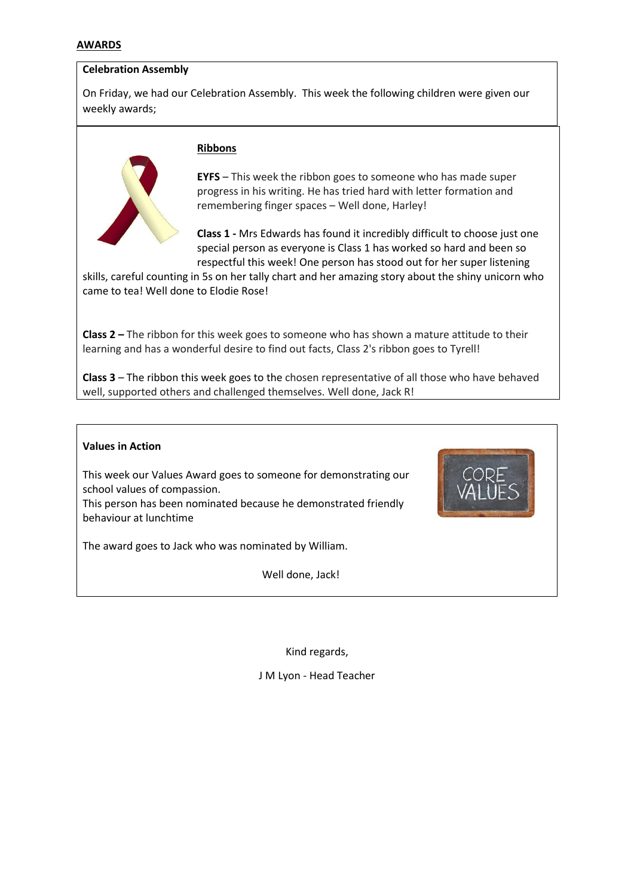## AWARDS

### Celebration Assembly

On Friday, we had our Celebration Assembly. This week the following children were given our weekly awards;

### Ribbons

**EYFS** – This week the ribbon goes to someone who has made super progress in his writing. He has tried hard with letter formation and remembering finger spaces – Well done, Harley!

**Class 1 -** Mrs Edwards has found it incredibly difficult to choose just one special person as everyone is Class 1 has worked so hard and been so respectful this week! One person has stood out for her super listening skills, careful counting in 5s on her tally chart and her amazing story about the shiny unicorn who came to tea! Well done to Elodie Rose!

**Class 2 –** The ribbon for this week goes to someone who has shown a mature attitude to their learning and has a wonderful desire to find out facts, Class 2's ribbon goes to Tyrell!

**Class 3** – The ribbon this week goes to the chosen representative of all those who have behaved well, supported others and challenged themselves. Well done, Jack R!

### Values in Action

This week our Values Award goes to someone for demonstrating our school values of compassion.
This person has been nominated because he demonstrated friendly behaviour at lunchtime

The award goes to Jack who was nominated by William.

Well done, Jack!

Kind regards,

J M Lyon - Head Teacher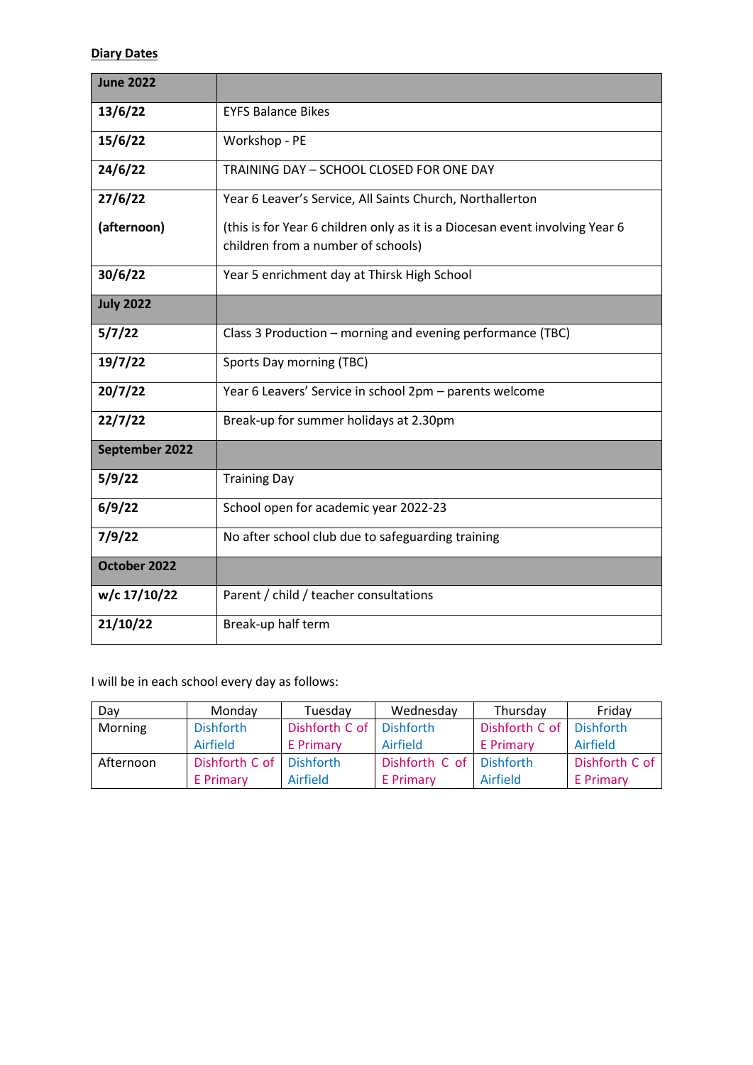**Diary Dates**

| **June 2022** | |
|---|---|
| **13/6/22** | EYFS Balance Bikes |
| **15/6/22** | Workshop - PE |
| **24/6/22** | TRAINING DAY – SCHOOL CLOSED FOR ONE DAY |
| **27/6/22** **(afternoon)** | Year 6 Leaver's Service, All Saints Church, Northallerton (this is for Year 6 children only as it is a Diocesan event involving Year 6 children from a number of schools) |
| **30/6/22** | Year 5 enrichment day at Thirsk High School |
| **July 2022** | |
| **5/7/22** | Class 3 Production – morning and evening performance (TBC) |
| **19/7/22** | Sports Day morning (TBC) |
| **20/7/22** | Year 6 Leavers' Service in school 2pm – parents welcome |
| **22/7/22** | Break-up for summer holidays at 2.30pm |
| **September 2022** | |
| **5/9/22** | Training Day |
| **6/9/22** | School open for academic year 2022-23 |
| **7/9/22** | No after school club due to safeguarding training |
| **October 2022** | |
| **w/c 17/10/22** | Parent / child / teacher consultations |
| **21/10/22** | Break-up half term |

I will be in each school every day as follows:

| Day | Monday | Tuesday | Wednesday | Thursday | Friday |
|---|---|---|---|---|---|
| Morning | Dishforth Airfield | Dishforth C of E Primary | Dishforth Airfield | Dishforth C of E Primary | Dishforth Airfield |
| Afternoon | Dishforth C of E Primary | Dishforth Airfield | Dishforth C of E Primary | Dishforth Airfield | Dishforth C of E Primary |